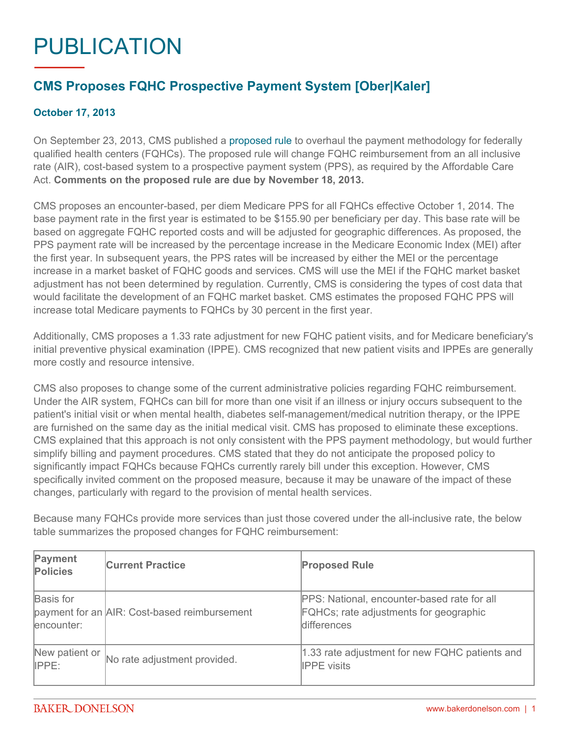# PUBLICATION

## CMS Proposes FQHC Prospective Payment System [Ober|Kaler]

### October 17, 2013

On September 23, 2013, CMS published a proposed rule to overhaul the payment methodology for federally qualified health centers (FQHCs). The proposed rule will change FQHC reimbursement from an all inclusive rate (AIR), cost-based system to a prospective payment system (PPS), as required by the Affordable Care Act. **Comments on the proposed rule are due by November 18, 2013.**

CMS proposes an encounter-based, per diem Medicare PPS for all FQHCs effective October 1, 2014. The base payment rate in the first year is estimated to be $155.90 per beneficiary per day. This base rate will be based on aggregate FQHC reported costs and will be adjusted for geographic differences. As proposed, the PPS payment rate will be increased by the percentage increase in the Medicare Economic Index (MEI) after the first year. In subsequent years, the PPS rates will be increased by either the MEI or the percentage increase in a market basket of FQHC goods and services. CMS will use the MEI if the FQHC market basket adjustment has not been determined by regulation. Currently, CMS is considering the types of cost data that would facilitate the development of an FQHC market basket. CMS estimates the proposed FQHC PPS will increase total Medicare payments to FQHCs by 30 percent in the first year.

Additionally, CMS proposes a 1.33 rate adjustment for new FQHC patient visits, and for Medicare beneficiary's initial preventive physical examination (IPPE). CMS recognized that new patient visits and IPPEs are generally more costly and resource intensive.

CMS also proposes to change some of the current administrative policies regarding FQHC reimbursement. Under the AIR system, FQHCs can bill for more than one visit if an illness or injury occurs subsequent to the patient's initial visit or when mental health, diabetes self-management/medical nutrition therapy, or the IPPE are furnished on the same day as the initial medical visit. CMS has proposed to eliminate these exceptions. CMS explained that this approach is not only consistent with the PPS payment methodology, but would further simplify billing and payment procedures. CMS stated that they do not anticipate the proposed policy to significantly impact FQHCs because FQHCs currently rarely bill under this exception. However, CMS specifically invited comment on the proposed measure, because it may be unaware of the impact of these changes, particularly with regard to the provision of mental health services.

Because many FQHCs provide more services than just those covered under the all-inclusive rate, the below table summarizes the proposed changes for FQHC reimbursement:

| Payment Policies | Current Practice | Proposed Rule |
|---|---|---|
| Basis for payment for an encounter: | AIR: Cost-based reimbursement | PPS: National, encounter-based rate for all FQHCs; rate adjustments for geographic differences |
| New patient or IPPE: | No rate adjustment provided. | 1.33 rate adjustment for new FQHC patients and IPPE visits |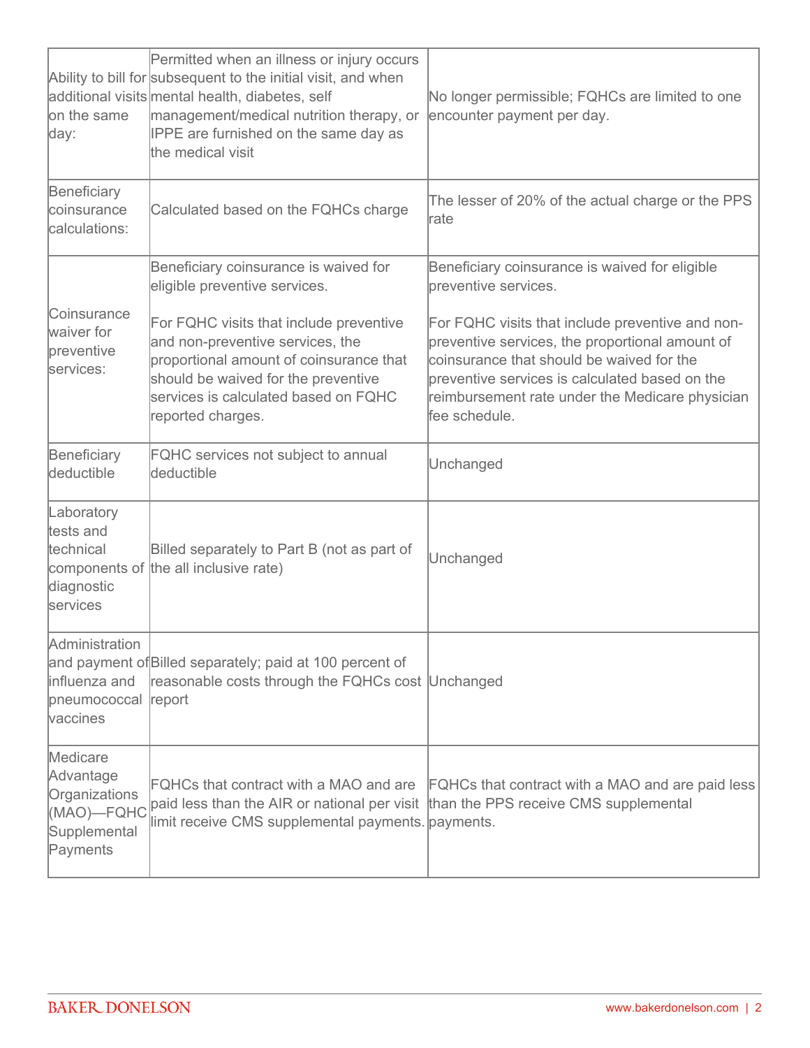| | | |
|---|---|---|
| Ability to bill for additional visits on the same day: | Permitted when an illness or injury occurs subsequent to the initial visit, and when mental health, diabetes, self management/medical nutrition therapy, or IPPE are furnished on the same day as the medical visit | No longer permissible; FQHCs are limited to one encounter payment per day. |
| Beneficiary coinsurance calculations: | Calculated based on the FQHCs charge | The lesser of 20% of the actual charge or the PPS rate |
| Coinsurance waiver for preventive services: | Beneficiary coinsurance is waived for eligible preventive services.<br><br>For FQHC visits that include preventive and non-preventive services, the proportional amount of coinsurance that should be waived for the preventive services is calculated based on FQHC reported charges. | Beneficiary coinsurance is waived for eligible preventive services.<br><br>For FQHC visits that include preventive and non-preventive services, the proportional amount of coinsurance that should be waived for the preventive services is calculated based on the reimbursement rate under the Medicare physician fee schedule. |
| Beneficiary deductible | FQHC services not subject to annual deductible | Unchanged |
| Laboratory tests and technical components of diagnostic services | Billed separately to Part B (not as part of the all inclusive rate) | Unchanged |
| Administration and payment of influenza and pneumococcal vaccines | Billed separately; paid at 100 percent of reasonable costs through the FQHCs cost report | Unchanged |
| Medicare Advantage Organizations (MAO)—FQHC Supplemental Payments | FQHCs that contract with a MAO and are paid less than the AIR or national per visit limit receive CMS supplemental payments. | FQHCs that contract with a MAO and are paid less than the PPS receive CMS supplemental payments. |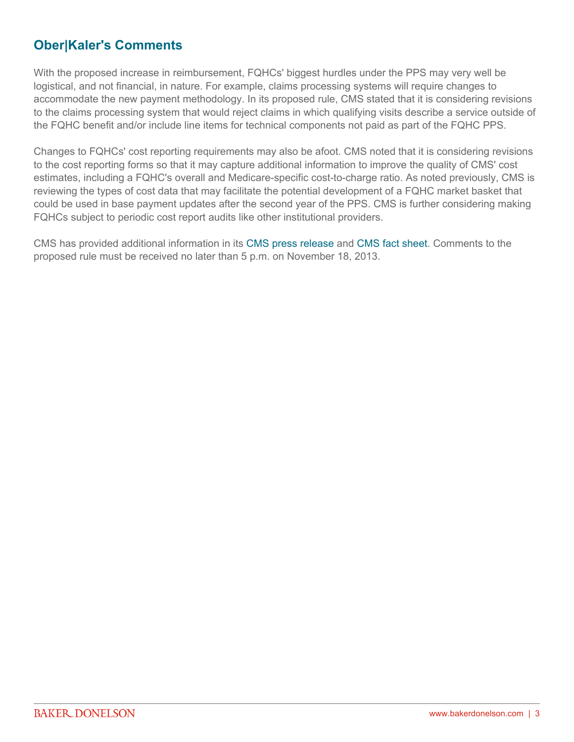## Ober|Kaler's Comments

With the proposed increase in reimbursement, FQHCs' biggest hurdles under the PPS may very well be logistical, and not financial, in nature. For example, claims processing systems will require changes to accommodate the new payment methodology. In its proposed rule, CMS stated that it is considering revisions to the claims processing system that would reject claims in which qualifying visits describe a service outside of the FQHC benefit and/or include line items for technical components not paid as part of the FQHC PPS.

Changes to FQHCs' cost reporting requirements may also be afoot. CMS noted that it is considering revisions to the cost reporting forms so that it may capture additional information to improve the quality of CMS' cost estimates, including a FQHC's overall and Medicare-specific cost-to-charge ratio. As noted previously, CMS is reviewing the types of cost data that may facilitate the potential development of a FQHC market basket that could be used in base payment updates after the second year of the PPS. CMS is further considering making FQHCs subject to periodic cost report audits like other institutional providers.

CMS has provided additional information in its CMS press release and CMS fact sheet. Comments to the proposed rule must be received no later than 5 p.m. on November 18, 2013.